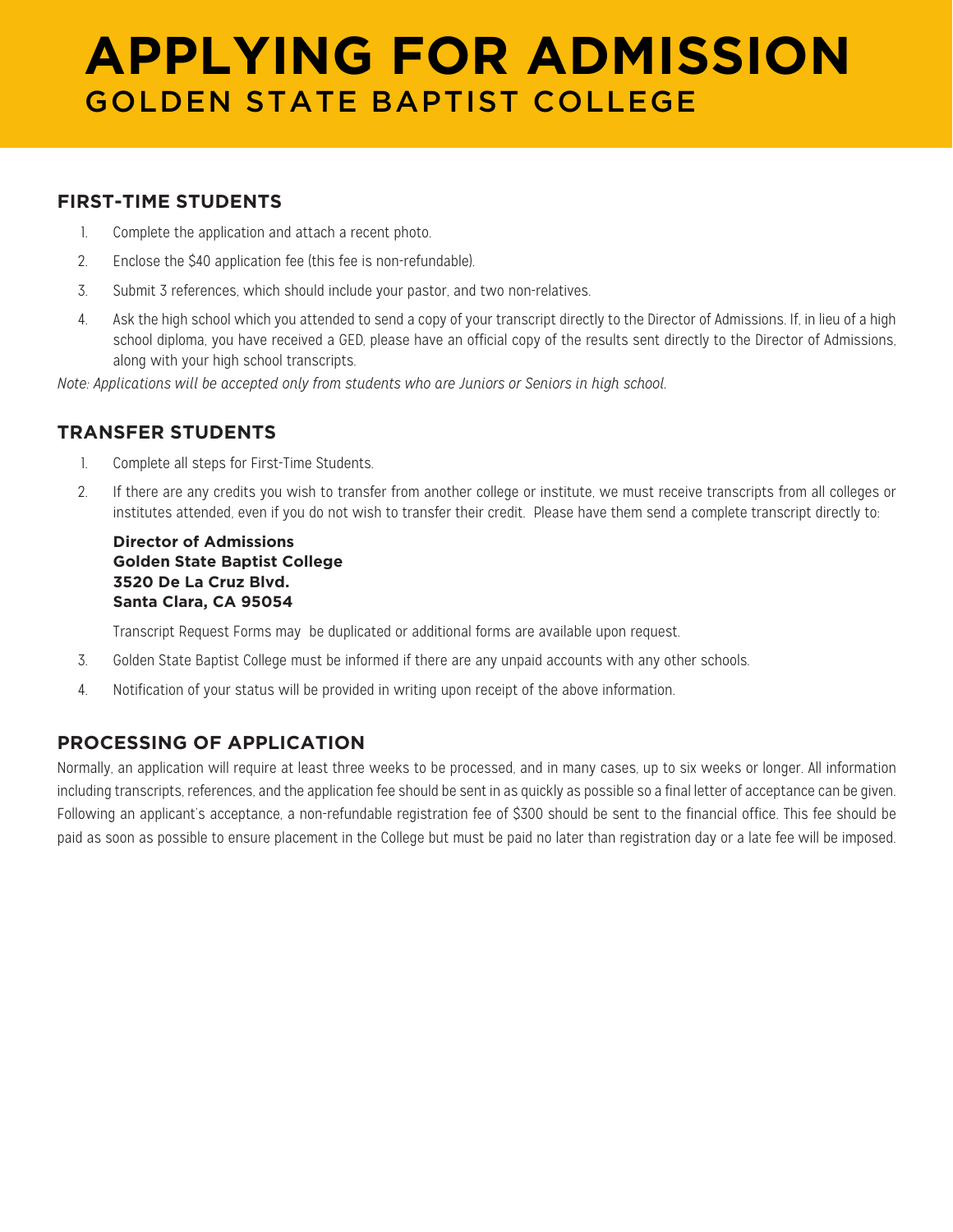# APPLYING FOR ADMISSION

## GOLDEN STATE BAPTIST COLLEGE

### FIRST-TIME STUDENTS

1. Complete the application and attach a recent photo.
2. Enclose the $40 application fee (this fee is non-refundable).
3. Submit 3 references, which should include your pastor, and two non-relatives.
4. Ask the high school which you attended to send a copy of your transcript directly to the Director of Admissions. If, in lieu of a high school diploma, you have received a GED, please have an official copy of the results sent directly to the Director of Admissions, along with your high school transcripts.

*Note: Applications will be accepted only from students who are Juniors or Seniors in high school.*

### TRANSFER STUDENTS

1. Complete all steps for First-Time Students.
2. If there are any credits you wish to transfer from another college or institute, we must receive transcripts from all colleges or institutes attended, even if you do not wish to transfer their credit. Please have them send a complete transcript directly to:

   **Director of Admissions**
   **Golden State Baptist College**
   **3520 De La Cruz Blvd.**
   **Santa Clara, CA 95054**

   Transcript Request Forms may be duplicated or additional forms are available upon request.
3. Golden State Baptist College must be informed if there are any unpaid accounts with any other schools.
4. Notification of your status will be provided in writing upon receipt of the above information.

### PROCESSING OF APPLICATION

Normally, an application will require at least three weeks to be processed, and in many cases, up to six weeks or longer. All information including transcripts, references, and the application fee should be sent in as quickly as possible so a final letter of acceptance can be given. Following an applicant's acceptance, a non-refundable registration fee of $300 should be sent to the financial office. This fee should be paid as soon as possible to ensure placement in the College but must be paid no later than registration day or a late fee will be imposed.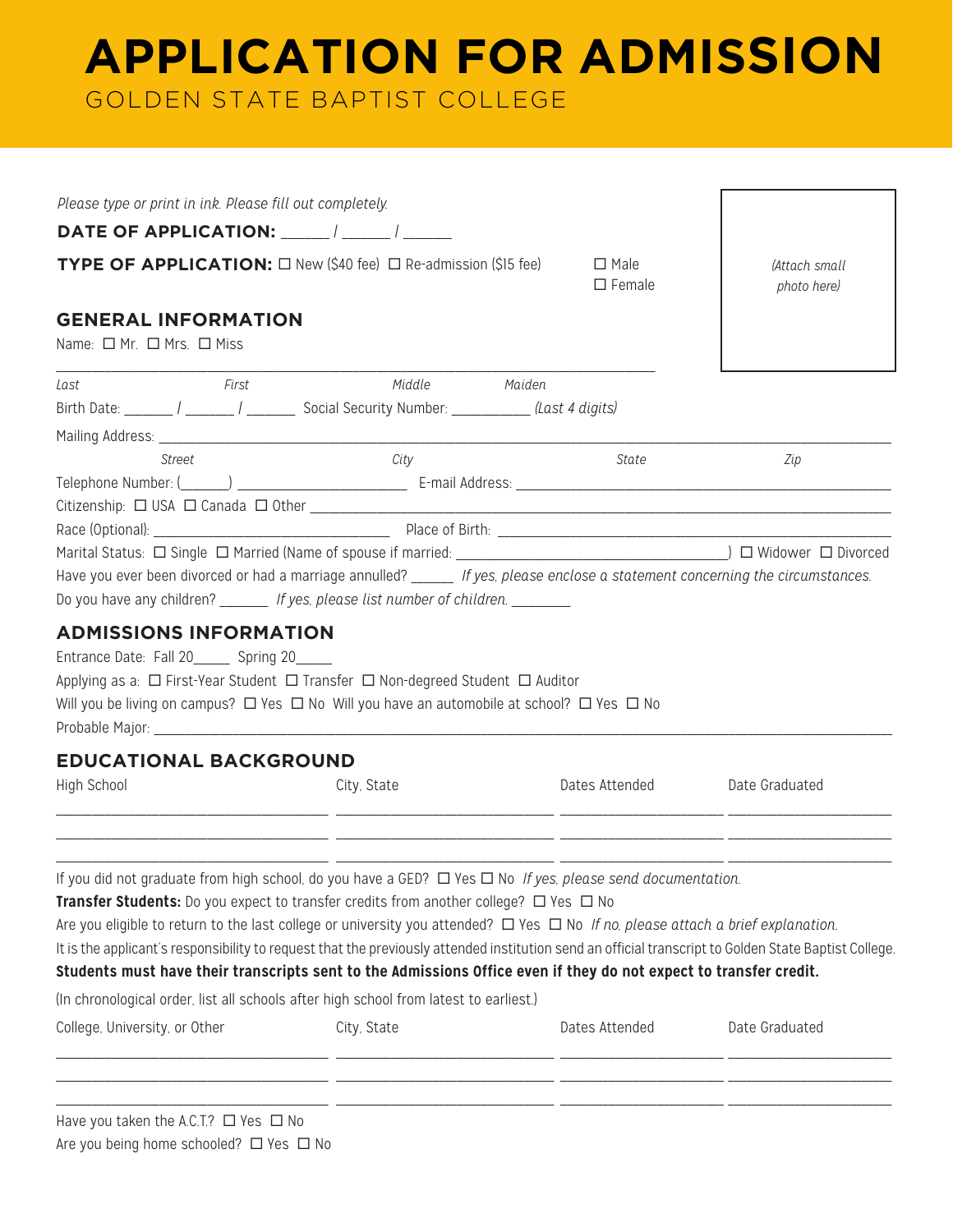# APPLICATION FOR ADMISSION

GOLDEN STATE BAPTIST COLLEGE

*Please type or print in ink. Please fill out completely.*

**DATE OF APPLICATION:** ______ / ______ / ______

**TYPE OF APPLICATION:** ☐ New ($40 fee) ☐ Re-admission ($15 fee)

☐ Male
☐ Female

*(Attach small photo here)*

## GENERAL INFORMATION

Name: ☐ Mr. ☐ Mrs. ☐ Miss

________________________________________________________________

*Last* *First* *Middle* *Maiden*

Birth Date: ______ / ______ / ______ Social Security Number: __________ *(Last 4 digits)*

Mailing Address: ________________________________________________________________

*Street* *City* *State* *Zip*

Telephone Number: (______) ____________________ E-mail Address: ______________________________

Citizenship: ☐ USA ☐ Canada ☐ Other ______________________________

Race (Optional): ____________________ Place of Birth: ______________________________

Marital Status: ☐ Single ☐ Married (Name of spouse if married: ______________________) ☐ Widower ☐ Divorced

Have you ever been divorced or had a marriage annulled? _____ *If yes, please enclose a statement concerning the circumstances.*

Do you have any children? ______ *If yes, please list number of children.* _______

## ADMISSIONS INFORMATION

Entrance Date: Fall 20_____ Spring 20_____

Applying as a: ☐ First-Year Student ☐ Transfer ☐ Non-degreed Student ☐ Auditor

Will you be living on campus? ☐ Yes ☐ No Will you have an automobile at school? ☐ Yes ☐ No

Probable Major: ________________________________________________________________

## EDUCATIONAL BACKGROUND

| High School | City, State | Dates Attended | Date Graduated |
|---|---|---|---|
| | | | |
| | | | |
| | | | |

If you did not graduate from high school, do you have a GED? ☐ Yes ☐ No *If yes, please send documentation.*

**Transfer Students:** Do you expect to transfer credits from another college? ☐ Yes ☐ No

Are you eligible to return to the last college or university you attended? ☐ Yes ☐ No *If no, please attach a brief explanation.*

It is the applicant's responsibility to request that the previously attended institution send an official transcript to Golden State Baptist College.

**Students must have their transcripts sent to the Admissions Office even if they do not expect to transfer credit.**

(In chronological order, list all schools after high school from latest to earliest.)

| College, University, or Other | City, State | Dates Attended | Date Graduated |
|---|---|---|---|
| | | | |
| | | | |
| | | | |

Have you taken the A.C.T.? ☐ Yes ☐ No

Are you being home schooled? ☐ Yes ☐ No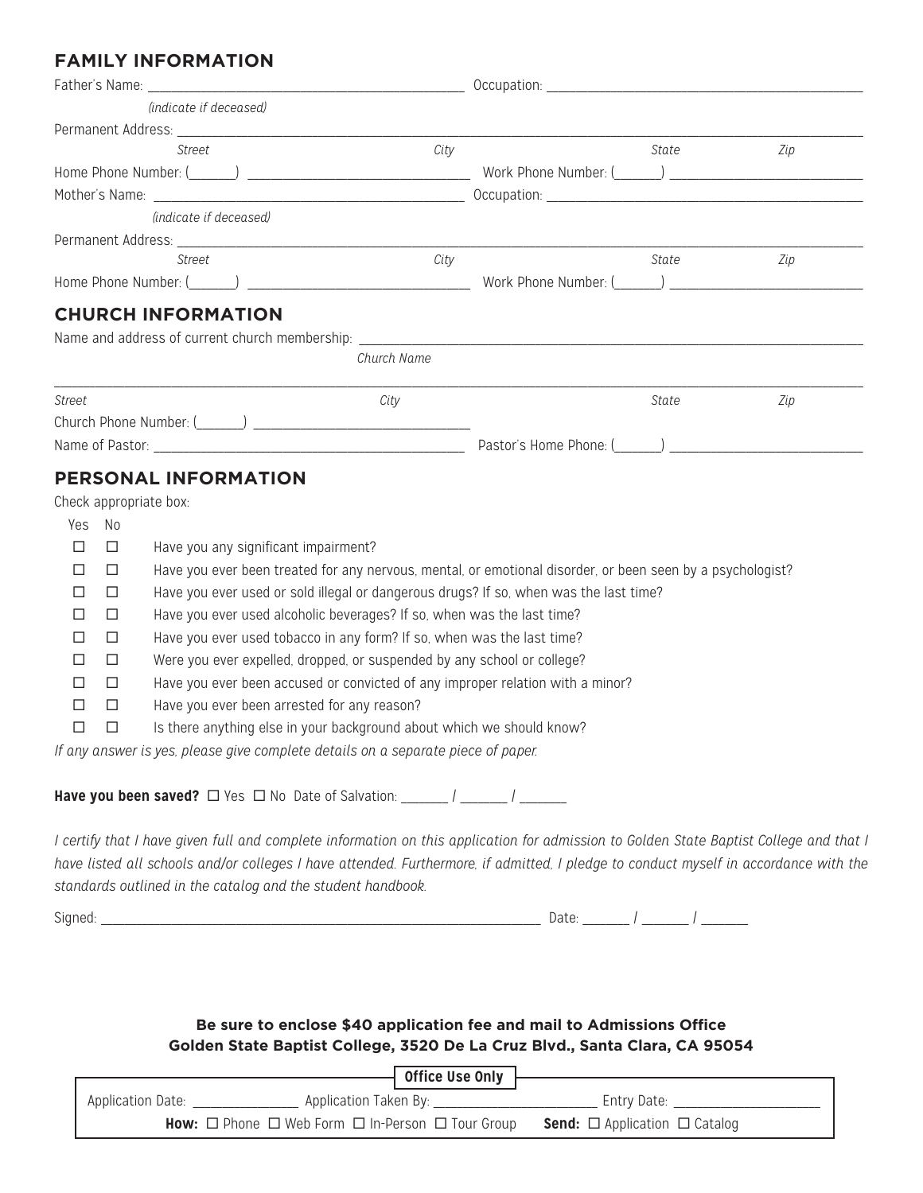## FAMILY INFORMATION

Father's Name: ______________________________ Occupation: ______________________________

*(indicate if deceased)*

Permanent Address: ______________________________________________________________

*Street* *City* *State* *Zip*

Home Phone Number: (______) ______________________ Work Phone Number: (______) ______________________

Mother's Name: ______________________________ Occupation: ______________________________

*(indicate if deceased)*

Permanent Address: ______________________________________________________________

*Street* *City* *State* *Zip*

Home Phone Number: (______) ______________________ Work Phone Number: (______) ______________________

## CHURCH INFORMATION

Name and address of current church membership: ______________________________________________

*Church Name*

______________________________________________________________

*Street* *City* *State* *Zip*

Church Phone Number: (______) ______________________

Name of Pastor: ______________________________ Pastor's Home Phone: (______) ______________________

## PERSONAL INFORMATION

Check appropriate box:

| Yes | No | |
|---|---|---|
| ☐ | ☐ | Have you any significant impairment? |
| ☐ | ☐ | Have you ever been treated for any nervous, mental, or emotional disorder, or been seen by a psychologist? |
| ☐ | ☐ | Have you ever used or sold illegal or dangerous drugs? If so, when was the last time? |
| ☐ | ☐ | Have you ever used alcoholic beverages? If so, when was the last time? |
| ☐ | ☐ | Have you ever used tobacco in any form? If so, when was the last time? |
| ☐ | ☐ | Were you ever expelled, dropped, or suspended by any school or college? |
| ☐ | ☐ | Have you ever been accused or convicted of any improper relation with a minor? |
| ☐ | ☐ | Have you ever been arrested for any reason? |
| ☐ | ☐ | Is there anything else in your background about which we should know? |

*If any answer is yes, please give complete details on a separate piece of paper.*

**Have you been saved?** ☐ Yes ☐ No Date of Salvation: ______ / ______ / ______

*I certify that I have given full and complete information on this application for admission to Golden State Baptist College and that I have listed all schools and/or colleges I have attended. Furthermore, if admitted, I pledge to conduct myself in accordance with the standards outlined in the catalog and the student handbook.*

Signed: ______________________________________________ Date: ______ / ______ / ______

**Be sure to enclose $40 application fee and mail to Admissions Office**
**Golden State Baptist College, 3520 De La Cruz Blvd., Santa Clara, CA 95054**

**Office Use Only**

Application Date: ____________ Application Taken By: ________________ Entry Date: ________________

**How:** ☐ Phone ☐ Web Form ☐ In-Person ☐ Tour Group **Send:** ☐ Application ☐ Catalog